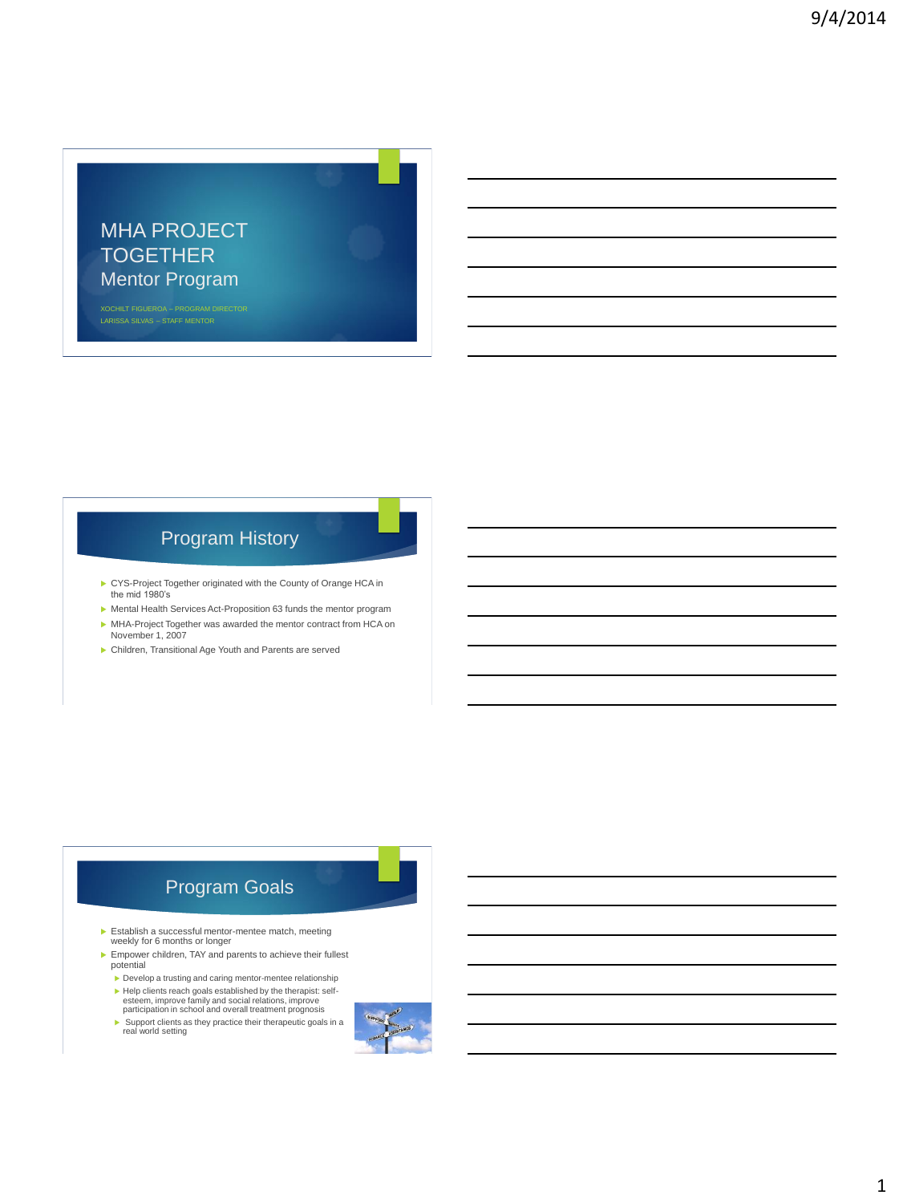# MHA PROJECT TOGETHER
## Mentor Program

XOCHILT FIGUEROA – PROGRAM DIRECTOR
LARISSA SILVAS – STAFF MENTOR

## Program History

- CYS-Project Together originated with the County of Orange HCA in the mid 1980's
- Mental Health Services Act-Proposition 63 funds the mentor program
- MHA-Project Together was awarded the mentor contract from HCA on November 1, 2007
- Children, Transitional Age Youth and Parents are served

## Program Goals

- Establish a successful mentor-mentee match, meeting weekly for 6 months or longer
- Empower children, TAY and parents to achieve their fullest potential
  - Develop a trusting and caring mentor-mentee relationship
  - Help clients reach goals established by the therapist: self-esteem, improve family and social relations, improve participation in school and overall treatment prognosis
  - Support clients as they practice their therapeutic goals in a real world setting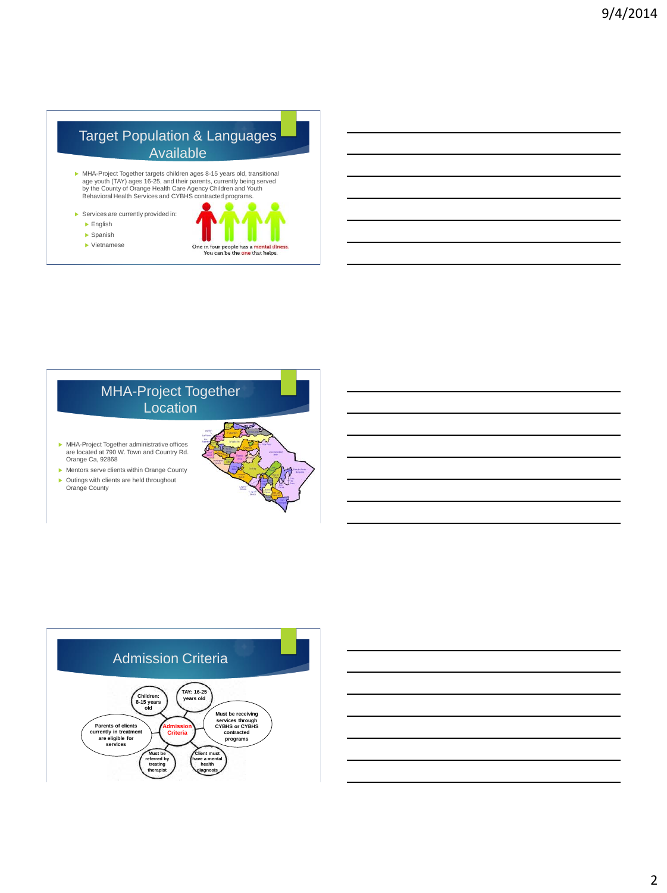## Target Population & Languages Available

- MHA-Project Together targets children ages 8-15 years old, transitional age youth (TAY) ages 16-25, and their parents, currently being served by the County of Orange Health Care Agency Children and Youth Behavioral Health Services and CYBHS contracted programs.
- Services are currently provided in:
  - English
  - Spanish
  - Vietnamese

One in four people has a mental illness.
You can be the one that helps.

## MHA-Project Together Location

- MHA-Project Together administrative offices are located at 790 W. Town and Country Rd. Orange Ca, 92868
- Mentors serve clients within Orange County
- Outings with clients are held throughout Orange County

## Admission Criteria

**Admission Criteria**

- Children: 8-15 years old
- TAY: 16-25 years old
- Must be receiving services through CYBHS or CYBHS contracted programs
- Client must have a mental health diagnosis
- Must be referred by treating therapist
- Parents of clients currently in treatment are eligible for services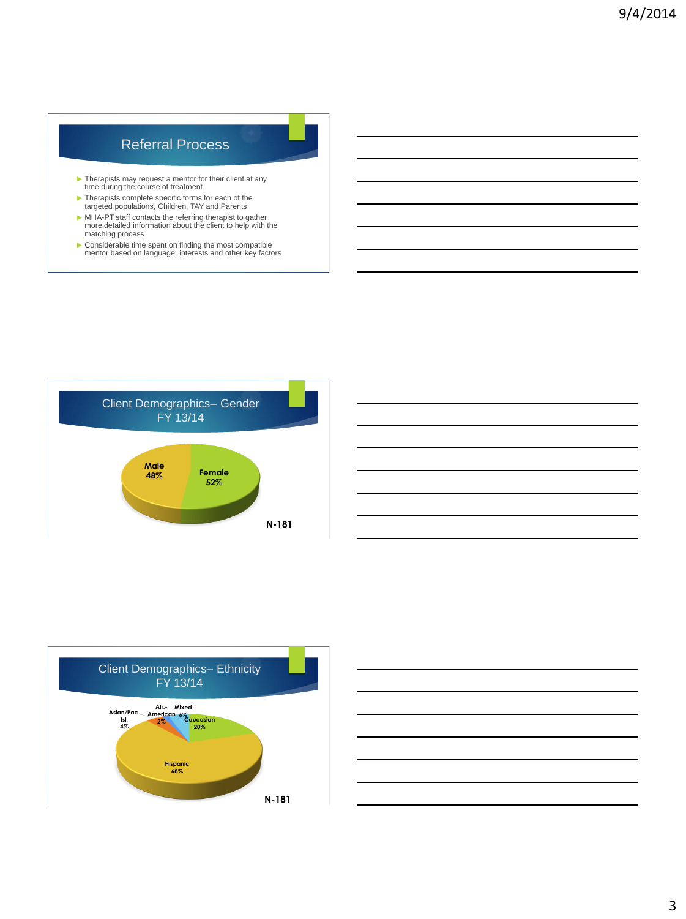## Referral Process

- Therapists may request a mentor for their client at any time during the course of treatment
- Therapists complete specific forms for each of the targeted populations, Children, TAY and Parents
- MHA-PT staff contacts the referring therapist to gather more detailed information about the client to help with the matching process
- Considerable time spent on finding the most compatible mentor based on language, interests and other key factors

## Client Demographics– Gender FY 13/14

| Gender | Percent |
|---|---|
| Male | 48% |
| Female | 52% |

N-181

## Client Demographics– Ethnicity FY 13/14

| Ethnicity | Percent |
|---|---|
| Hispanic | 68% |
| Caucasian | 20% |
| Mixed | 6% |
| Asian/Pac. Isl. | 4% |
| Afr.-American | 2% |

N-181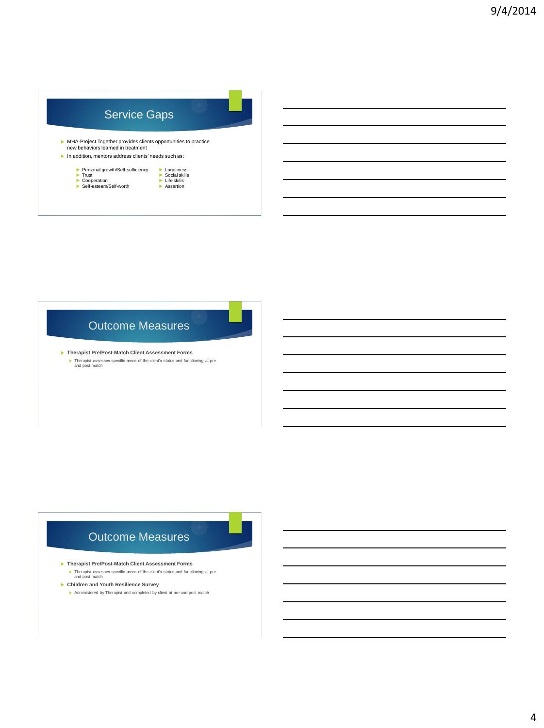## Service Gaps

- MHA-Project Together provides clients opportunities to practice new behaviors learned in treatment
- In addition, mentors address clients' needs such as:
  - Personal growth/Self-sufficiency
  - Trust
  - Cooperation
  - Self-esteem/Self-worth
  - Loneliness
  - Social skills
  - Life skills
  - Assertion

## Outcome Measures

- **Therapist Pre/Post-Match Client Assessment Forms**
  - Therapist assesses specific areas of the client's status and functioning at pre and post match

## Outcome Measures

- **Therapist Pre/Post-Match Client Assessment Forms**
  - Therapist assesses specific areas of the client's status and functioning at pre and post match
- **Children and Youth Resilience Survey**
  - Administered by Therapist and completed by client at pre and post match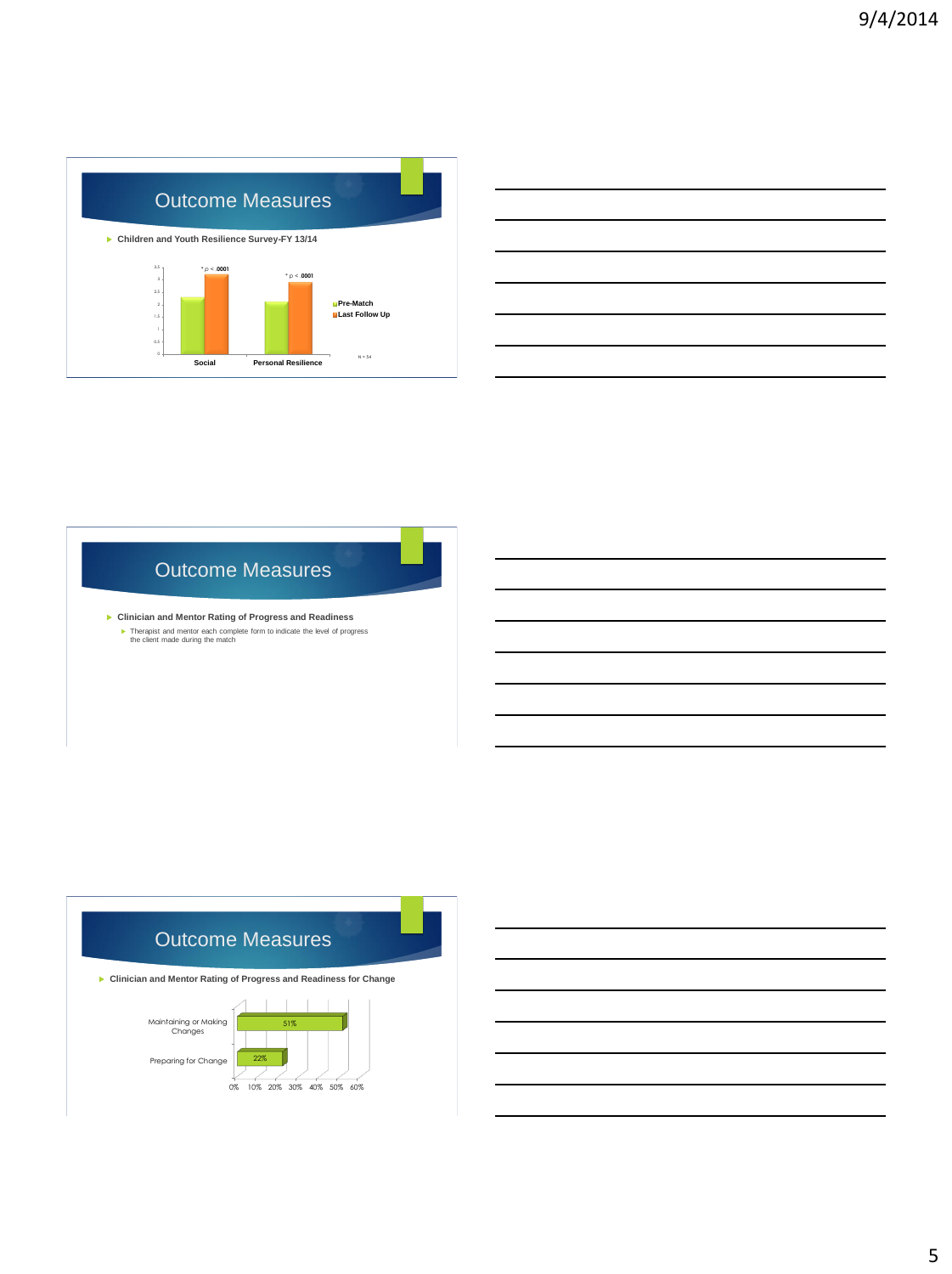# Outcome Measures

- Children and Youth Resilience Survey-FY 13/14

| | Pre-Match | Last Follow Up |
|---|---|---|
| Social | | * $p < .0001$ |
| Personal Resilience | | * $p < .0001$ |

N = 54

# Outcome Measures

- Clinician and Mentor Rating of Progress and Readiness
  - Therapist and mentor each complete form to indicate the level of progress the client made during the match

# Outcome Measures

- Clinician and Mentor Rating of Progress and Readiness for Change

| Category | Percentage |
|---|---|
| Maintaining or Making Changes | 51% |
| Preparing for Change | 22% |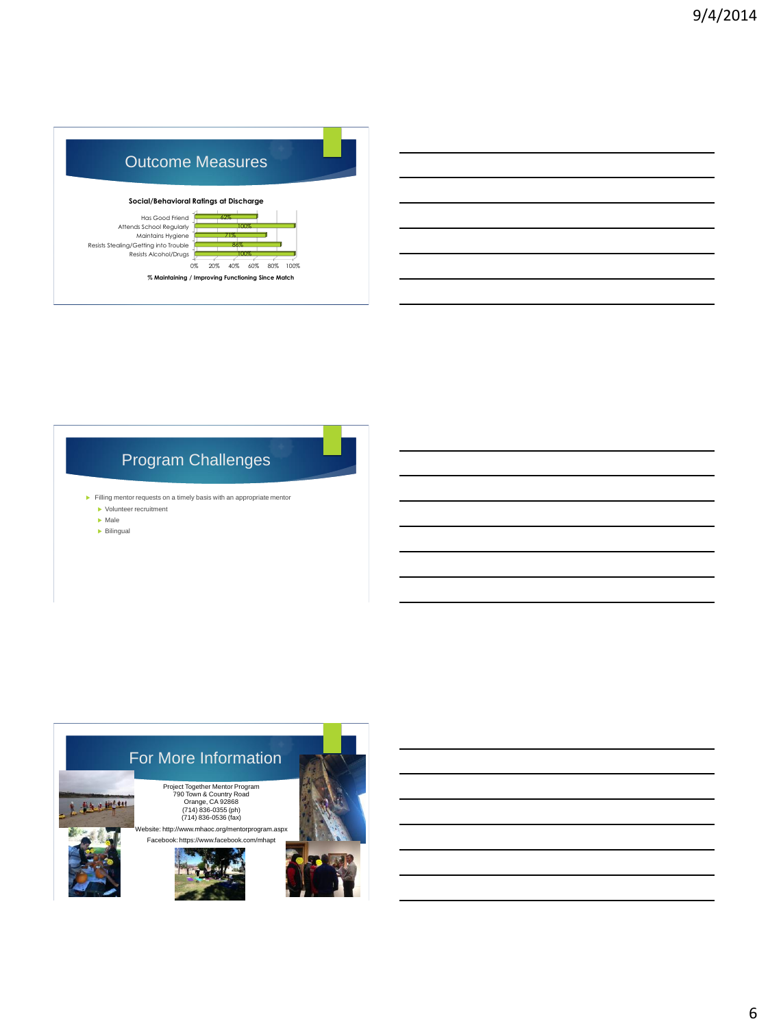## Outcome Measures

Social/Behavioral Ratings at Discharge

Has Good Friend 62%
Attends School Regularly 100%
Maintains Hygiene 71%
Resists Stealing/Getting into Trouble 86%
Resists Alcohol/Drugs 100%

0% 20% 40% 60% 80% 100%

% Maintaining / Improving Functioning Since Match

## Program Challenges

- Filling mentor requests on a timely basis with an appropriate mentor
  - Volunteer recruitment
  - Male
  - Bilingual

## For More Information

Project Together Mentor Program
790 Town & Country Road
Orange, CA 92868
(714) 836-0355 (ph)
(714) 836-0536 (fax)

Website: http://www.mhaoc.org/mentorprogram.aspx

Facebook: https://www.facebook.com/mhapt